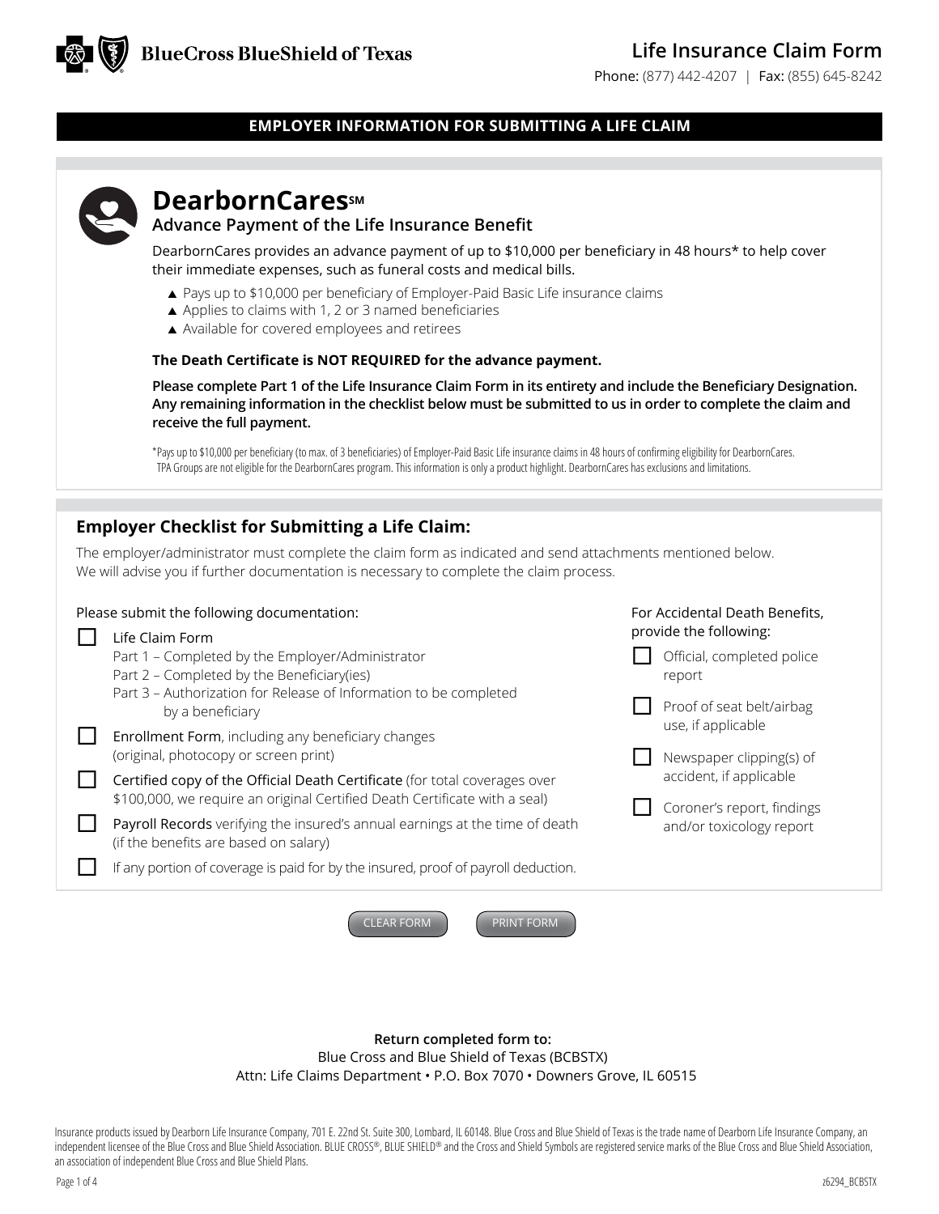BlueCross BlueShield of Texas

# Life Insurance Claim Form

**Phone:** (877) 442-4207 | **Fax:** (855) 645-8242

## EMPLOYER INFORMATION FOR SUBMITTING A LIFE CLAIM

## DearbornCares℠

### Advance Payment of the Life Insurance Benefit

DearbornCares provides an advance payment of up to $10,000 per beneficiary in 48 hours* to help cover their immediate expenses, such as funeral costs and medical bills.

- Pays up to $10,000 per beneficiary of Employer-Paid Basic Life insurance claims
- Applies to claims with 1, 2 or 3 named beneficiaries
- Available for covered employees and retirees

**The Death Certificate is NOT REQUIRED for the advance payment.**

**Please complete Part 1 of the Life Insurance Claim Form in its entirety and include the Beneficiary Designation. Any remaining information in the checklist below must be submitted to us in order to complete the claim and receive the full payment.**

*Pays up to $10,000 per beneficiary (to max. of 3 beneficiaries) of Employer-Paid Basic Life insurance claims in 48 hours of confirming eligibility for DearbornCares. TPA Groups are not eligible for the DearbornCares program. This information is only a product highlight. DearbornCares has exclusions and limitations.

### Employer Checklist for Submitting a Life Claim:

The employer/administrator must complete the claim form as indicated and send attachments mentioned below. We will advise you if further documentation is necessary to complete the claim process.

Please submit the following documentation:

- ☐ Life Claim Form
  - Part 1 – Completed by the Employer/Administrator
  - Part 2 – Completed by the Beneficiary(ies)
  - Part 3 – Authorization for Release of Information to be completed by a beneficiary
- ☐ Enrollment Form, including any beneficiary changes (original, photocopy or screen print)
- ☐ Certified copy of the Official Death Certificate (for total coverages over $100,000, we require an original Certified Death Certificate with a seal)
- ☐ Payroll Records verifying the insured's annual earnings at the time of death (if the benefits are based on salary)
- ☐ If any portion of coverage is paid for by the insured, proof of payroll deduction.

For Accidental Death Benefits, provide the following:

- ☐ Official, completed police report
- ☐ Proof of seat belt/airbag use, if applicable
- ☐ Newspaper clipping(s) of accident, if applicable
- ☐ Coroner's report, findings and/or toxicology report

CLEAR FORM | PRINT FORM

**Return completed form to:**

Blue Cross and Blue Shield of Texas (BCBSTX)
Attn: Life Claims Department • P.O. Box 7070 • Downers Grove, IL 60515

Insurance products issued by Dearborn Life Insurance Company, 701 E. 22nd St. Suite 300, Lombard, IL 60148. Blue Cross and Blue Shield of Texas is the trade name of Dearborn Life Insurance Company, an independent licensee of the Blue Cross and Blue Shield Association. BLUE CROSS®, BLUE SHIELD® and the Cross and Shield Symbols are registered service marks of the Blue Cross and Blue Shield Association, an association of independent Blue Cross and Blue Shield Plans.

z6294_BCBSTX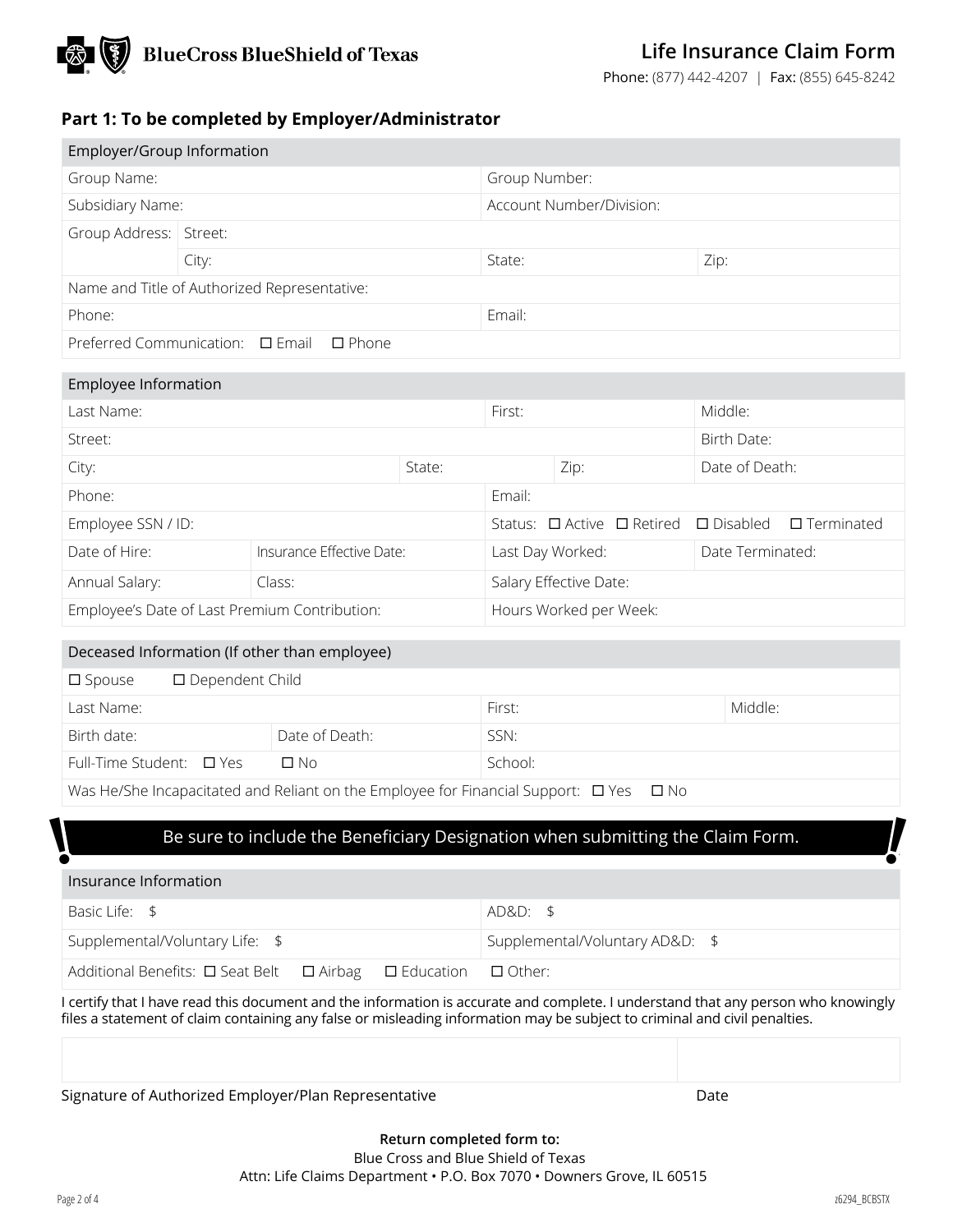BlueCross BlueShield of Texas

# Life Insurance Claim Form

**Phone:** (877) 442-4207 | **Fax:** (855) 645-8242

## Part 1: To be completed by Employer/Administrator

| Employer/Group Information | | | |
|---|---|---|---|
| Group Name: | | Group Number: | |
| Subsidiary Name: | | Account Number/Division: | |
| Group Address: | Street: | | |
| | City: | State: | Zip: |
| Name and Title of Authorized Representative: | | | |
| Phone: | | Email: | |
| Preferred Communication: ☐ Email ☐ Phone | | | |

| Employee Information | | | | |
|---|---|---|---|---|
| Last Name: | | | First: | Middle: |
| Street: | | | | Birth Date: |
| City: | | State: | Zip: | Date of Death: |
| Phone: | | | Email: | |
| Employee SSN / ID: | | | Status: ☐ Active ☐ Retired ☐ Disabled ☐ Terminated | |
| Date of Hire: | Insurance Effective Date: | | Last Day Worked: | Date Terminated: |
| Annual Salary: | Class: | | Salary Effective Date: | |
| Employee's Date of Last Premium Contribution: | | | Hours Worked per Week: | |

| Deceased Information (If other than employee) | | | |
|---|---|---|---|
| ☐ Spouse ☐ Dependent Child | | | |
| Last Name: | | First: | Middle: |
| Birth date: | Date of Death: | SSN: | |
| Full-Time Student: ☐ Yes ☐ No | | School: | |
| Was He/She Incapacitated and Reliant on the Employee for Financial Support: ☐ Yes ☐ No | | | |

**! Be sure to include the Beneficiary Designation when submitting the Claim Form. !**

| Insurance Information | |
|---|---|
| Basic Life: $ | AD&D: $ |
| Supplemental/Voluntary Life: $ | Supplemental/Voluntary AD&D: $ |
| Additional Benefits: ☐ Seat Belt ☐ Airbag ☐ Education ☐ Other: | |

I certify that I have read this document and the information is accurate and complete. I understand that any person who knowingly files a statement of claim containing any false or misleading information may be subject to criminal and civil penalties.

| | |
|---|---|
| Signature of Authorized Employer/Plan Representative | Date |

**Return completed form to:**
Blue Cross and Blue Shield of Texas
Attn: Life Claims Department • P.O. Box 7070 • Downers Grove, IL 60515

z6294_BCBSTX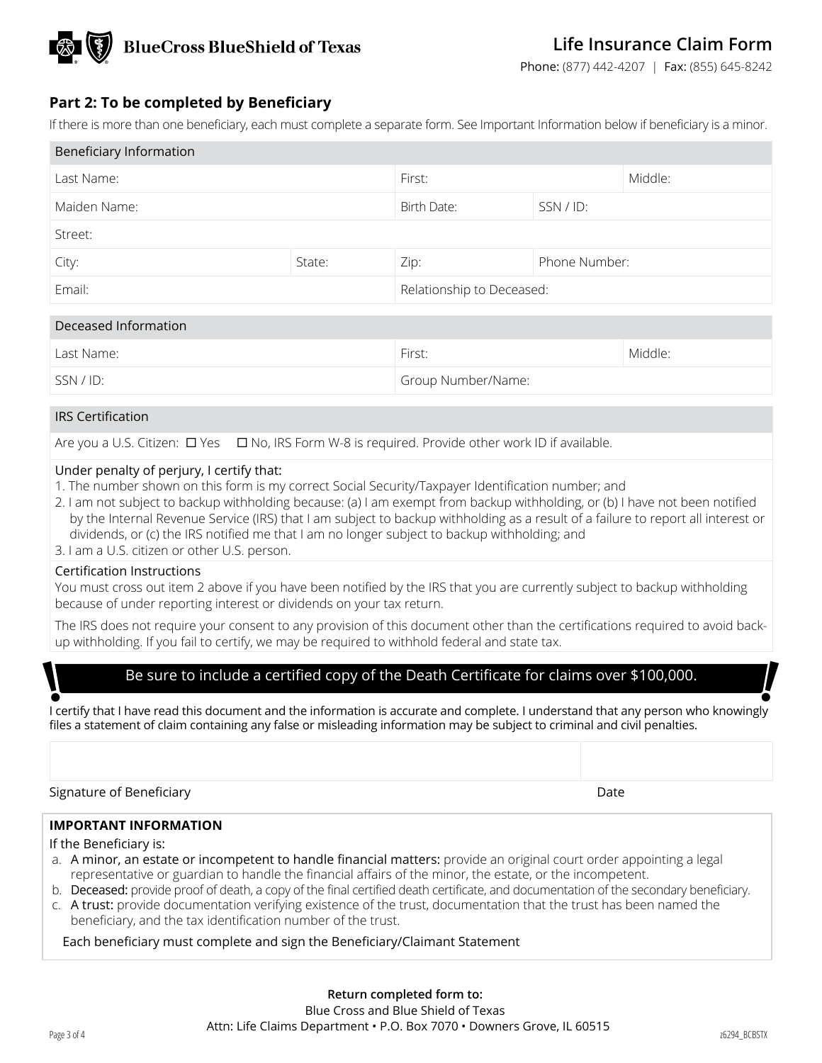BlueCross BlueShield of Texas

# Life Insurance Claim Form

**Phone:** (877) 442-4207 | **Fax:** (855) 645-8242

## Part 2: To be completed by Beneficiary

If there is more than one beneficiary, each must complete a separate form. See Important Information below if beneficiary is a minor.

| Beneficiary Information | | | | |
|---|---|---|---|---|
| Last Name: | | First: | | Middle: |
| Maiden Name: | | Birth Date: | SSN / ID: | |
| Street: | | | | |
| City: | State: | Zip: | Phone Number: | |
| Email: | | Relationship to Deceased: | | |

| Deceased Information | | |
|---|---|---|
| Last Name: | First: | Middle: |
| SSN / ID: | Group Number/Name: | |

### IRS Certification

Are you a U.S. Citizen: ☐ Yes ☐ No, IRS Form W-8 is required. Provide other work ID if available.

Under penalty of perjury, I certify that:

1. The number shown on this form is my correct Social Security/Taxpayer Identification number; and
2. I am not subject to backup withholding because: (a) I am exempt from backup withholding, or (b) I have not been notified by the Internal Revenue Service (IRS) that I am subject to backup withholding as a result of a failure to report all interest or dividends, or (c) the IRS notified me that I am no longer subject to backup withholding; and
3. I am a U.S. citizen or other U.S. person.

Certification Instructions

You must cross out item 2 above if you have been notified by the IRS that you are currently subject to backup withholding because of under reporting interest or dividends on your tax return.

The IRS does not require your consent to any provision of this document other than the certifications required to avoid backup withholding. If you fail to certify, we may be required to withhold federal and state tax.

**Be sure to include a certified copy of the Death Certificate for claims over $100,000.**

I certify that I have read this document and the information is accurate and complete. I understand that any person who knowingly files a statement of claim containing any false or misleading information may be subject to criminal and civil penalties.

| Signature of Beneficiary | Date |
|---|---|
| | |

**IMPORTANT INFORMATION**

If the Beneficiary is:

a. A minor, an estate or incompetent to handle financial matters: provide an original court order appointing a legal representative or guardian to handle the financial affairs of the minor, the estate, or the incompetent.
b. Deceased: provide proof of death, a copy of the final certified death certificate, and documentation of the secondary beneficiary.
c. A trust: provide documentation verifying existence of the trust, documentation that the trust has been named the beneficiary, and the tax identification number of the trust.

Each beneficiary must complete and sign the Beneficiary/Claimant Statement

**Return completed form to:**
Blue Cross and Blue Shield of Texas
Attn: Life Claims Department • P.O. Box 7070 • Downers Grove, IL 60515

z6294_BCBSTX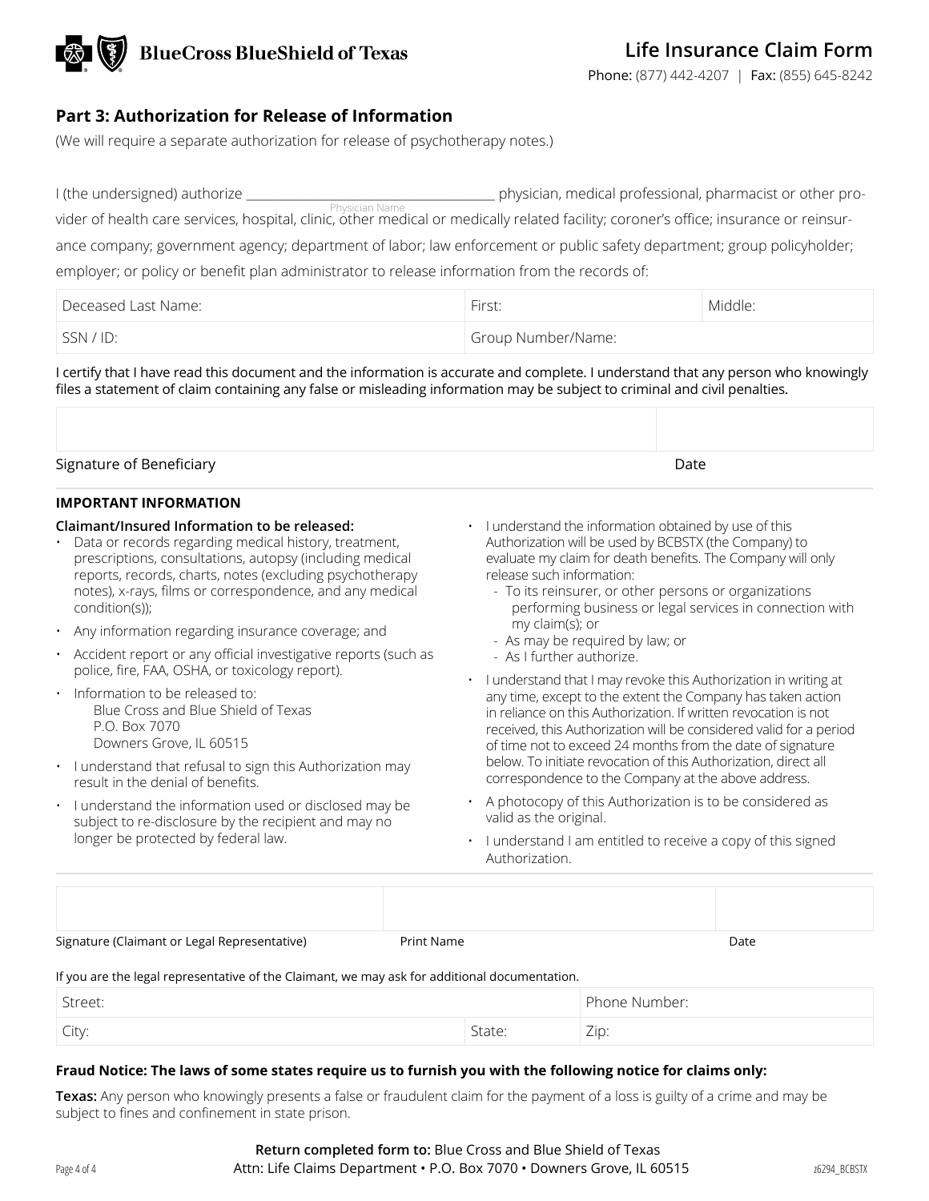BlueCross BlueShield of Texas

# Life Insurance Claim Form

**Phone:** (877) 442-4207 | **Fax:** (855) 645-8242

## Part 3: Authorization for Release of Information

(We will require a separate authorization for release of psychotherapy notes.)

I (the undersigned) authorize ____________________ (Physician Name) physician, medical professional, pharmacist or other provider of health care services, hospital, clinic, other medical or medically related facility; coroner's office; insurance or reinsurance company; government agency; department of labor; law enforcement or public safety department; group policyholder; employer; or policy or benefit plan administrator to release information from the records of:

| | | |
|---|---|---|
| Deceased Last Name: | First: | Middle: |
| SSN / ID: | Group Number/Name: | |

I certify that I have read this document and the information is accurate and complete. I understand that any person who knowingly files a statement of claim containing any false or misleading information may be subject to criminal and civil penalties.

| | |
|---|---|
| | |
| Signature of Beneficiary | Date |

### IMPORTANT INFORMATION

**Claimant/Insured Information to be released:**

- Data or records regarding medical history, treatment, prescriptions, consultations, autopsy (including medical reports, records, charts, notes (excluding psychotherapy notes), x-rays, films or correspondence, and any medical condition(s));
- Any information regarding insurance coverage; and
- Accident report or any official investigative reports (such as police, fire, FAA, OSHA, or toxicology report).
- Information to be released to:
  Blue Cross and Blue Shield of Texas
  P.O. Box 7070
  Downers Grove, IL 60515
- I understand that refusal to sign this Authorization may result in the denial of benefits.
- I understand the information used or disclosed may be subject to re-disclosure by the recipient and may no longer be protected by federal law.
- I understand the information obtained by use of this Authorization will be used by BCBSTX (the Company) to evaluate my claim for death benefits. The Company will only release such information:
  - To its reinsurer, or other persons or organizations performing business or legal services in connection with my claim(s); or
  - As may be required by law; or
  - As I further authorize.
- I understand that I may revoke this Authorization in writing at any time, except to the extent the Company has taken action in reliance on this Authorization. If written revocation is not received, this Authorization will be considered valid for a period of time not to exceed 24 months from the date of signature below. To initiate revocation of this Authorization, direct all correspondence to the Company at the above address.
- A photocopy of this Authorization is to be considered as valid as the original.
- I understand I am entitled to receive a copy of this signed Authorization.

| | | |
|---|---|---|
| | | |
| Signature (Claimant or Legal Representative) | Print Name | Date |

If you are the legal representative of the Claimant, we may ask for additional documentation.

| | | |
|---|---|---|
| Street: | | Phone Number: |
| City: | State: | Zip: |

**Fraud Notice: The laws of some states require us to furnish you with the following notice for claims only:**

**Texas:** Any person who knowingly presents a false or fraudulent claim for the payment of a loss is guilty of a crime and may be subject to fines and confinement in state prison.

**Return completed form to:** Blue Cross and Blue Shield of Texas
Attn: Life Claims Department • P.O. Box 7070 • Downers Grove, IL 60515

z6294_BCBSTX